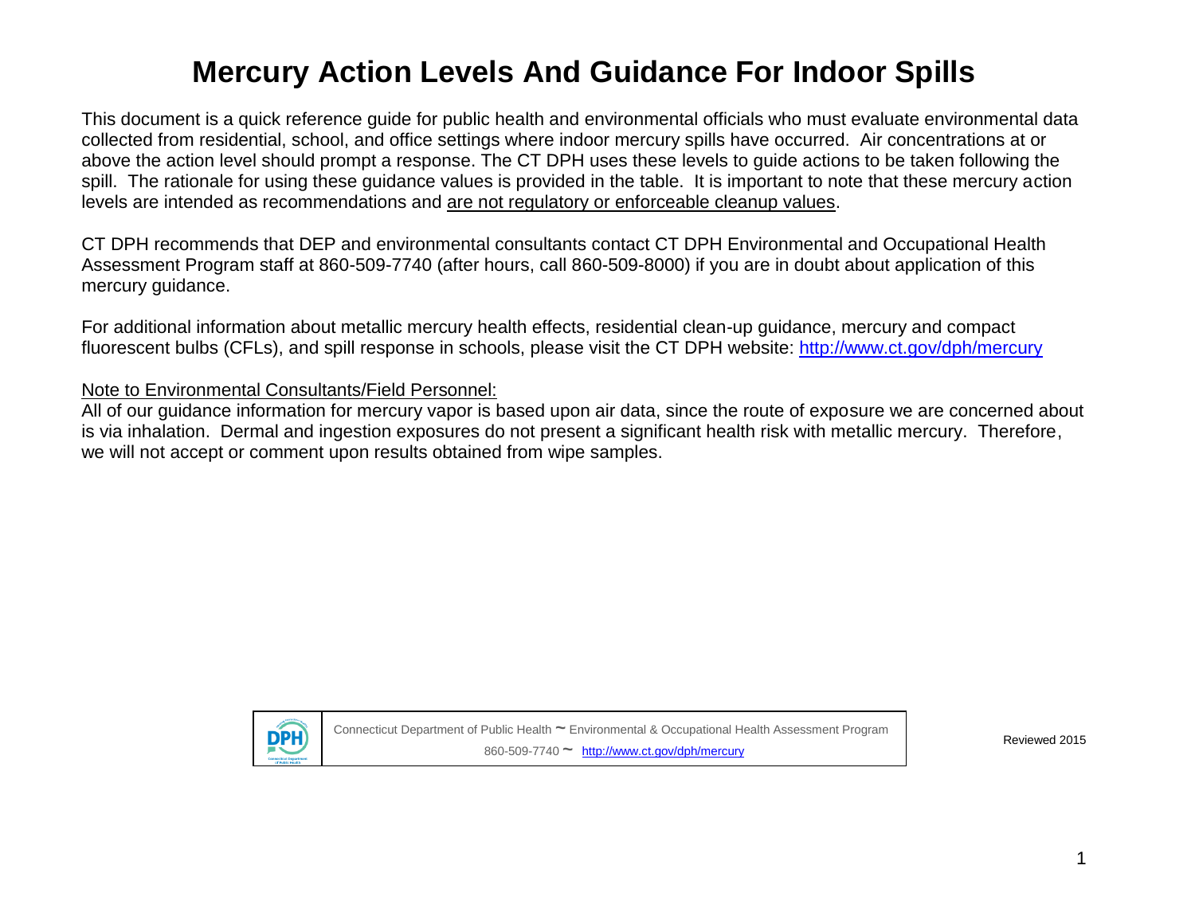# Mercury Action Levels And Guidance For Indoor Spills

This document is a quick reference guide for public health and environmental officials who must evaluate environmental data collected from residential, school, and office settings where indoor mercury spills have occurred. Air concentrations at or above the action level should prompt a response. The CT DPH uses these levels to guide actions to be taken following the spill. The rationale for using these guidance values is provided in the table. It is important to note that these mercury action levels are intended as recommendations and <u>are not regulatory or enforceable cleanup values</u>.

CT DPH recommends that DEP and environmental consultants contact CT DPH Environmental and Occupational Health Assessment Program staff at 860-509-7740 (after hours, call 860-509-8000) if you are in doubt about application of this mercury guidance.

For additional information about metallic mercury health effects, residential clean-up guidance, mercury and compact fluorescent bulbs (CFLs), and spill response in schools, please visit the CT DPH website: [http://www.ct.gov/dph/mercury](http://www.ct.gov/dph/mercury)

<u>Note to Environmental Consultants/Field Personnel:</u>

All of our guidance information for mercury vapor is based upon air data, since the route of exposure we are concerned about is via inhalation. Dermal and ingestion exposures do not present a significant health risk with metallic mercury. Therefore, we will not accept or comment upon results obtained from wipe samples.

Connecticut Department of Public Health ~ Environmental & Occupational Health Assessment Program
860-509-7740 ~ [http://www.ct.gov/dph/mercury](http://www.ct.gov/dph/mercury)

Reviewed 2015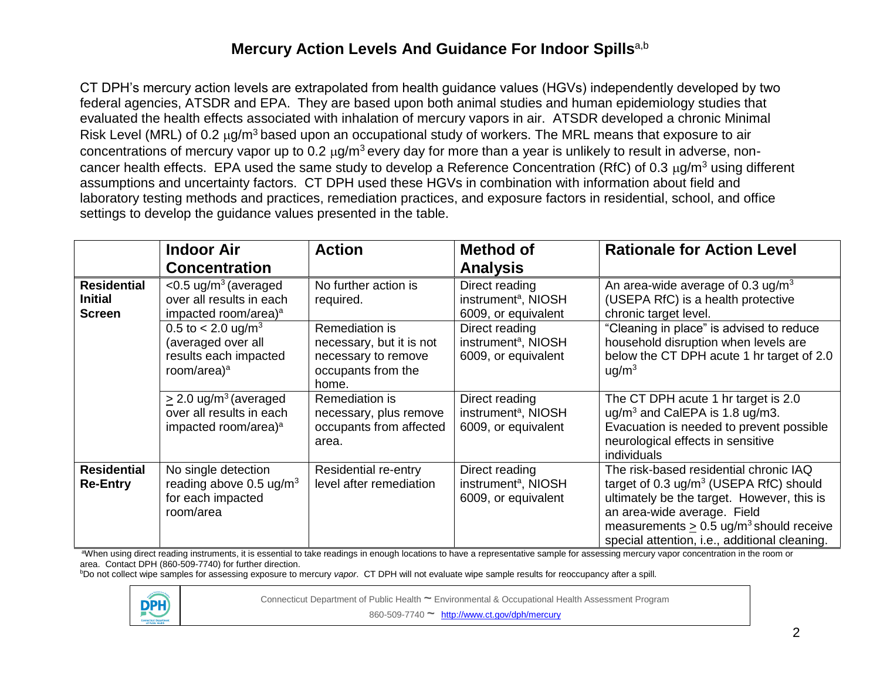# Mercury Action Levels And Guidance For Indoor Spills[a,b]

CT DPH's mercury action levels are extrapolated from health guidance values (HGVs) independently developed by two federal agencies, ATSDR and EPA. They are based upon both animal studies and human epidemiology studies that evaluated the health effects associated with inhalation of mercury vapors in air. ATSDR developed a chronic Minimal Risk Level (MRL) of 0.2 $\mu g/m^3$ based upon an occupational study of workers. The MRL means that exposure to air concentrations of mercury vapor up to 0.2 $\mu g/m^3$ every day for more than a year is unlikely to result in adverse, non-cancer health effects. EPA used the same study to develop a Reference Concentration (RfC) of 0.3 $\mu g/m^3$ using different assumptions and uncertainty factors. CT DPH used these HGVs in combination with information about field and laboratory testing methods and practices, remediation practices, and exposure factors in residential, school, and office settings to develop the guidance values presented in the table.

| | Indoor Air Concentration | Action | Method of Analysis | Rationale for Action Level |
|---|---|---|---|---|
| **Residential Initial Screen** | <0.5 ug/m$^3$ (averaged over all results in each impacted room/area)[a] | No further action is required. | Direct reading instrument[a], NIOSH 6009, or equivalent | An area-wide average of 0.3 ug/m$^3$ (USEPA RfC) is a health protective chronic target level. |
| | 0.5 to < 2.0 ug/m$^3$ (averaged over all results each impacted room/area)[a] | Remediation is necessary, but it is not necessary to remove occupants from the home. | Direct reading instrument[a], NIOSH 6009, or equivalent | "Cleaning in place" is advised to reduce household disruption when levels are below the CT DPH acute 1 hr target of 2.0 ug/m$^3$ |
| | ≥ 2.0 ug/m$^3$ (averaged over all results in each impacted room/area)[a] | Remediation is necessary, plus remove occupants from affected area. | Direct reading instrument[a], NIOSH 6009, or equivalent | The CT DPH acute 1 hr target is 2.0 ug/m$^3$ and CalEPA is 1.8 ug/m3. Evacuation is needed to prevent possible neurological effects in sensitive individuals |
| **Residential Re-Entry** | No single detection reading above 0.5 ug/m$^3$ for each impacted room/area | Residential re-entry level after remediation | Direct reading instrument[a], NIOSH 6009, or equivalent | The risk-based residential chronic IAQ target of 0.3 ug/m$^3$ (USEPA RfC) should ultimately be the target. However, this is an area-wide average. Field measurements ≥ 0.5 ug/m$^3$ should receive special attention, i.e., additional cleaning. |

[a]When using direct reading instruments, it is essential to take readings in enough locations to have a representative sample for assessing mercury vapor concentration in the room or area. Contact DPH (860-509-7740) for further direction.

[b]Do not collect wipe samples for assessing exposure to mercury *vapor*. CT DPH will not evaluate wipe sample results for reoccupancy after a spill.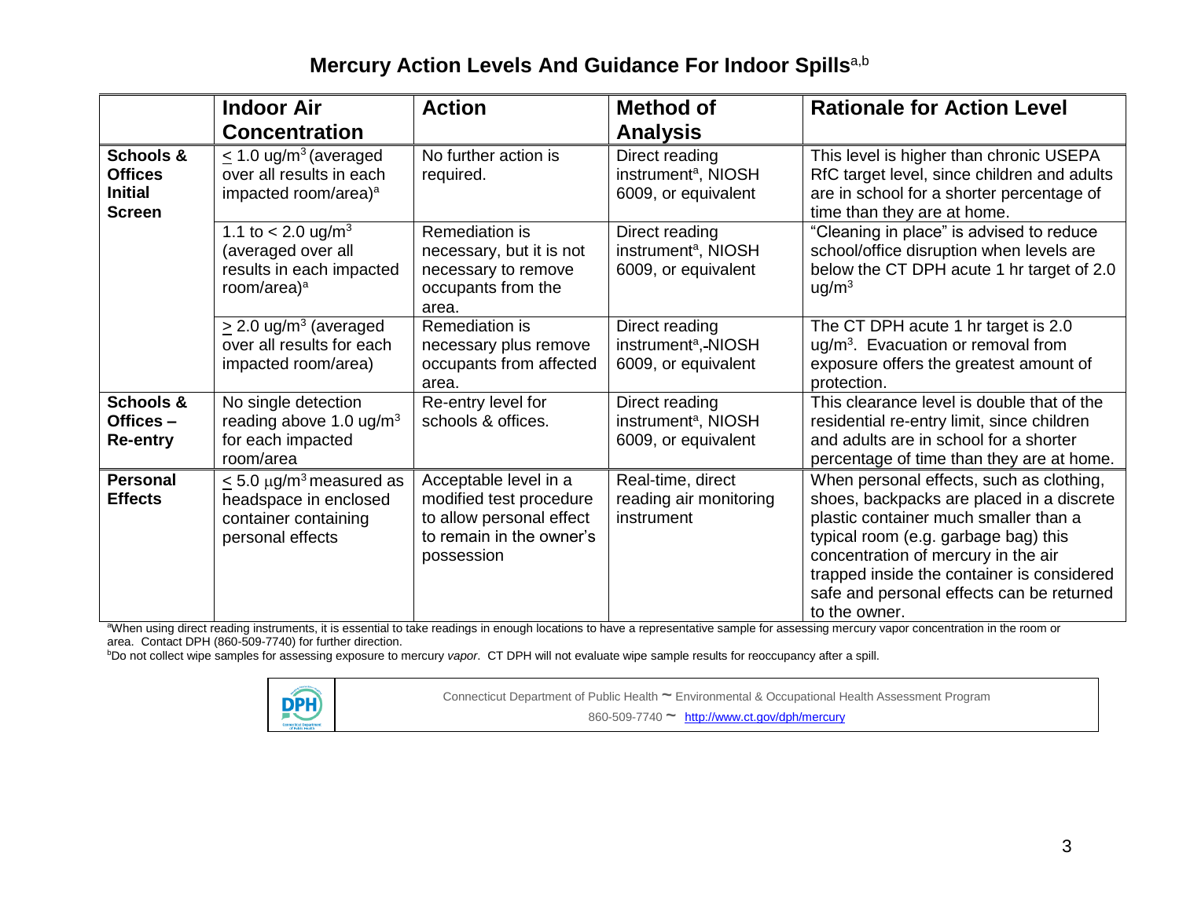# Mercury Action Levels And Guidance For Indoor Spills[a,b]

| | Indoor Air Concentration | Action | Method of Analysis | Rationale for Action Level |
|---|---|---|---|---|
| **Schools & Offices Initial Screen** | $\leq$ 1.0 ug/m$^3$ (averaged over all results in each impacted room/area)[a] | No further action is required. | Direct reading instrument[a], NIOSH 6009, or equivalent | This level is higher than chronic USEPA RfC target level, since children and adults are in school for a shorter percentage of time than they are at home. |
| | 1.1 to < 2.0 ug/m$^3$ (averaged over all results in each impacted room/area)[a] | Remediation is necessary, but it is not necessary to remove occupants from the area. | Direct reading instrument[a], NIOSH 6009, or equivalent | "Cleaning in place" is advised to reduce school/office disruption when levels are below the CT DPH acute 1 hr target of 2.0 ug/m$^3$ |
| | $\geq$ 2.0 ug/m$^3$ (averaged over all results for each impacted room/area) | Remediation is necessary plus remove occupants from affected area. | Direct reading instrument[a], NIOSH 6009, or equivalent | The CT DPH acute 1 hr target is 2.0 ug/m$^3$. Evacuation or removal from exposure offers the greatest amount of protection. |
| **Schools & Offices – Re-entry** | No single detection reading above 1.0 ug/m$^3$ for each impacted room/area | Re-entry level for schools & offices. | Direct reading instrument[a], NIOSH 6009, or equivalent | This clearance level is double that of the residential re-entry limit, since children and adults are in school for a shorter percentage of time than they are at home. |
| **Personal Effects** | $\leq$ 5.0 $\mu$g/m$^3$ measured as headspace in enclosed container containing personal effects | Acceptable level in a modified test procedure to allow personal effect to remain in the owner's possession | Real-time, direct reading air monitoring instrument | When personal effects, such as clothing, shoes, backpacks are placed in a discrete plastic container much smaller than a typical room (e.g. garbage bag) this concentration of mercury in the air trapped inside the container is considered safe and personal effects can be returned to the owner. |

[a]When using direct reading instruments, it is essential to take readings in enough locations to have a representative sample for assessing mercury vapor concentration in the room or area. Contact DPH (860-509-7740) for further direction.

[b]Do not collect wipe samples for assessing exposure to mercury *vapor*. CT DPH will not evaluate wipe sample results for reoccupancy after a spill.

Connecticut Department of Public Health ~ Environmental & Occupational Health Assessment Program

860-509-7740 ~ http://www.ct.gov/dph/mercury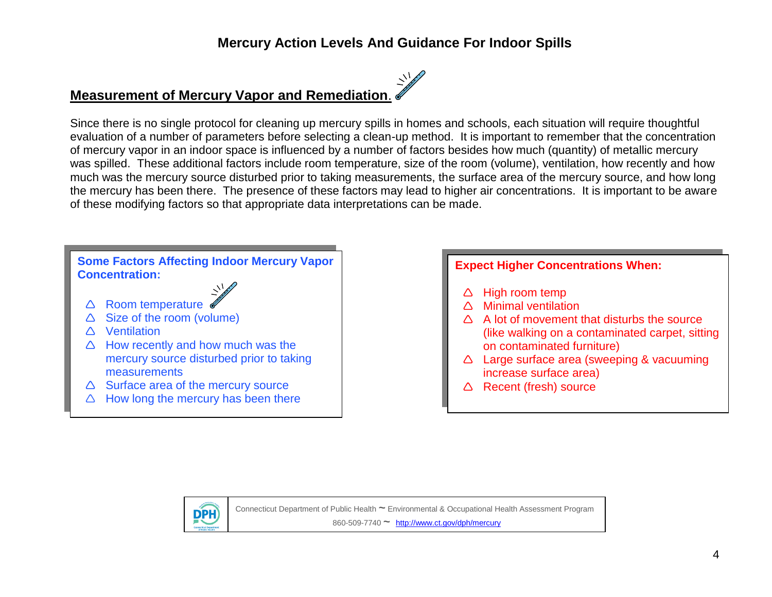# Mercury Action Levels And Guidance For Indoor Spills

## Measurement of Mercury Vapor and Remediation.

Since there is no single protocol for cleaning up mercury spills in homes and schools, each situation will require thoughtful evaluation of a number of parameters before selecting a clean-up method. It is important to remember that the concentration of mercury vapor in an indoor space is influenced by a number of factors besides how much (quantity) of metallic mercury was spilled. These additional factors include room temperature, size of the room (volume), ventilation, how recently and how much was the mercury source disturbed prior to taking measurements, the surface area of the mercury source, and how long the mercury has been there. The presence of these factors may lead to higher air concentrations. It is important to be aware of these modifying factors so that appropriate data interpretations can be made.

**Some Factors Affecting Indoor Mercury Vapor Concentration:**

- Room temperature
- Size of the room (volume)
- Ventilation
- How recently and how much was the mercury source disturbed prior to taking measurements
- Surface area of the mercury source
- How long the mercury has been there

**Expect Higher Concentrations When:**

- High room temp
- Minimal ventilation
- A lot of movement that disturbs the source (like walking on a contaminated carpet, sitting on contaminated furniture)
- Large surface area (sweeping & vacuuming increase surface area)
- Recent (fresh) source

Connecticut Department of Public Health ~ Environmental & Occupational Health Assessment Program
860-509-7740 ~ http://www.ct.gov/dph/mercury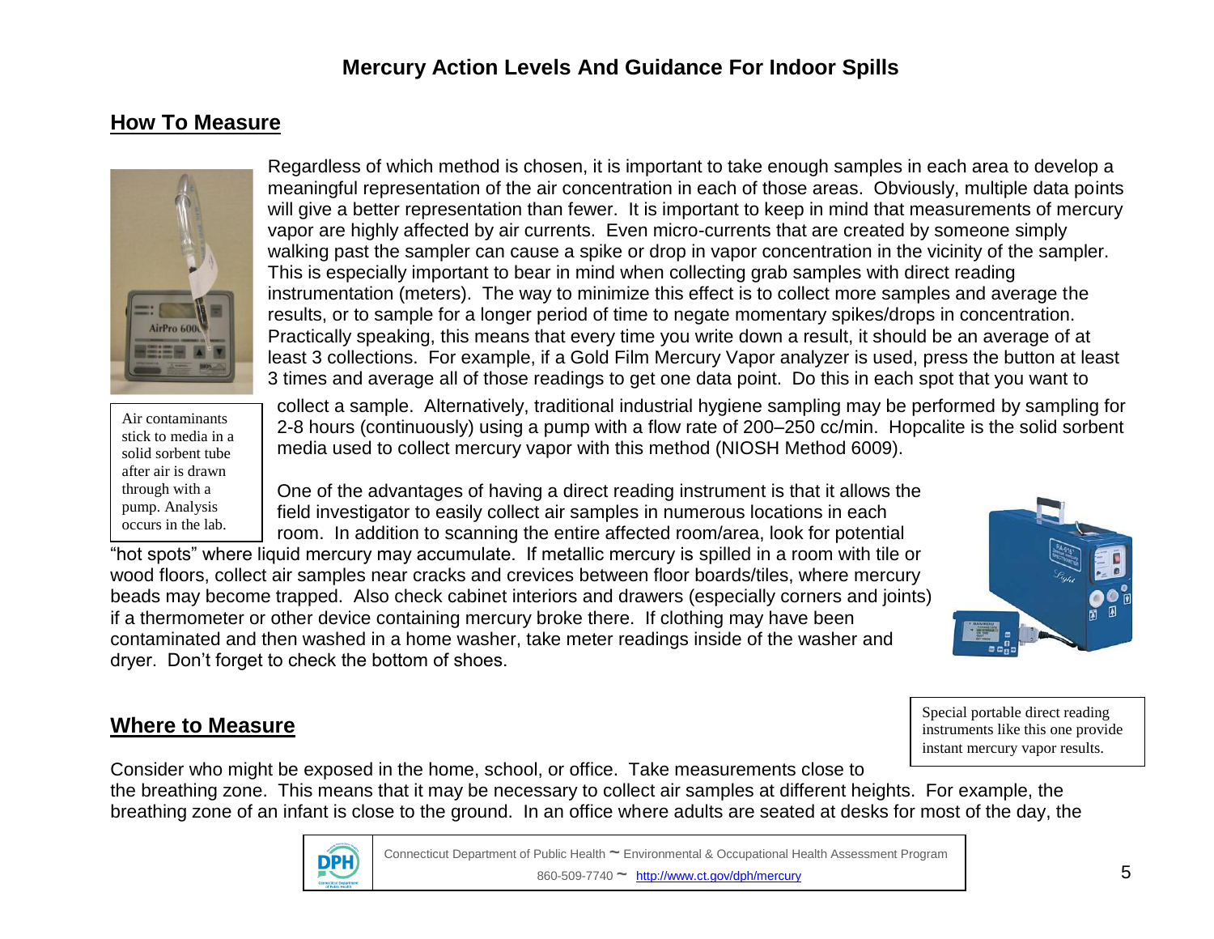# Mercury Action Levels And Guidance For Indoor Spills

## How To Measure

Regardless of which method is chosen, it is important to take enough samples in each area to develop a meaningful representation of the air concentration in each of those areas. Obviously, multiple data points will give a better representation than fewer. It is important to keep in mind that measurements of mercury vapor are highly affected by air currents. Even micro-currents that are created by someone simply walking past the sampler can cause a spike or drop in vapor concentration in the vicinity of the sampler. This is especially important to bear in mind when collecting grab samples with direct reading instrumentation (meters). The way to minimize this effect is to collect more samples and average the results, or to sample for a longer period of time to negate momentary spikes/drops in concentration. Practically speaking, this means that every time you write down a result, it should be an average of at least 3 collections. For example, if a Gold Film Mercury Vapor analyzer is used, press the button at least 3 times and average all of those readings to get one data point. Do this in each spot that you want to collect a sample. Alternatively, traditional industrial hygiene sampling may be performed by sampling for 2-8 hours (continuously) using a pump with a flow rate of 200–250 cc/min. Hopcalite is the solid sorbent media used to collect mercury vapor with this method (NIOSH Method 6009).

Air contaminants stick to media in a solid sorbent tube after air is drawn through with a pump. Analysis occurs in the lab.

One of the advantages of having a direct reading instrument is that it allows the field investigator to easily collect air samples in numerous locations in each room. In addition to scanning the entire affected room/area, look for potential "hot spots" where liquid mercury may accumulate. If metallic mercury is spilled in a room with tile or wood floors, collect air samples near cracks and crevices between floor boards/tiles, where mercury beads may become trapped. Also check cabinet interiors and drawers (especially corners and joints) if a thermometer or other device containing mercury broke there. If clothing may have been contaminated and then washed in a home washer, take meter readings inside of the washer and dryer. Don't forget to check the bottom of shoes.

Special portable direct reading instruments like this one provide instant mercury vapor results.

## Where to Measure

Consider who might be exposed in the home, school, or office. Take measurements close to the breathing zone. This means that it may be necessary to collect air samples at different heights. For example, the breathing zone of an infant is close to the ground. In an office where adults are seated at desks for most of the day, the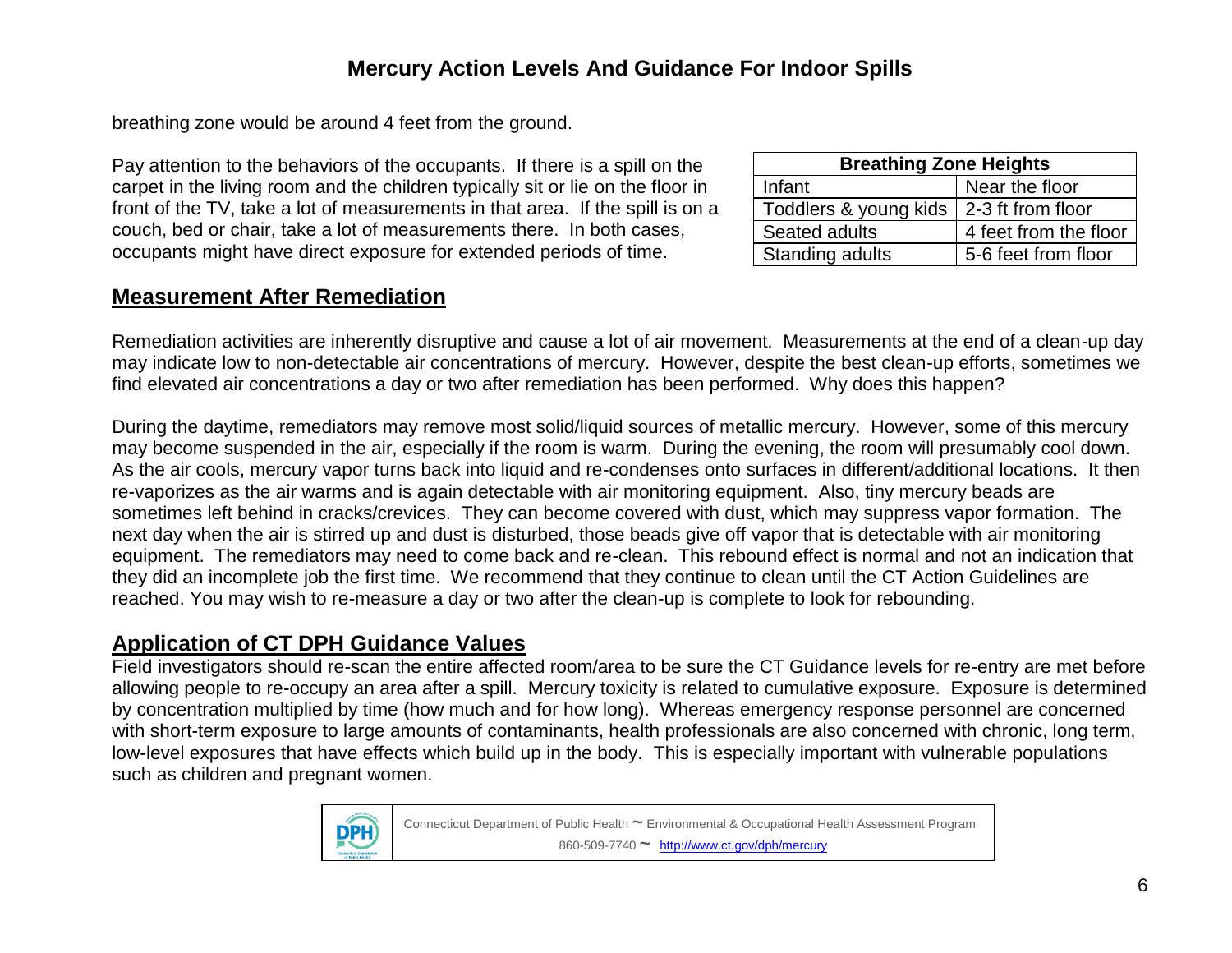breathing zone would be around 4 feet from the ground.

Pay attention to the behaviors of the occupants. If there is a spill on the carpet in the living room and the children typically sit or lie on the floor in front of the TV, take a lot of measurements in that area. If the spill is on a couch, bed or chair, take a lot of measurements there. In both cases, occupants might have direct exposure for extended periods of time.

| Breathing Zone Heights | |
|---|---|
| Infant | Near the floor |
| Toddlers & young kids | 2-3 ft from floor |
| Seated adults | 4 feet from the floor |
| Standing adults | 5-6 feet from floor |

## Measurement After Remediation

Remediation activities are inherently disruptive and cause a lot of air movement. Measurements at the end of a clean-up day may indicate low to non-detectable air concentrations of mercury. However, despite the best clean-up efforts, sometimes we find elevated air concentrations a day or two after remediation has been performed. Why does this happen?

During the daytime, remediators may remove most solid/liquid sources of metallic mercury. However, some of this mercury may become suspended in the air, especially if the room is warm. During the evening, the room will presumably cool down. As the air cools, mercury vapor turns back into liquid and re-condenses onto surfaces in different/additional locations. It then re-vaporizes as the air warms and is again detectable with air monitoring equipment. Also, tiny mercury beads are sometimes left behind in cracks/crevices. They can become covered with dust, which may suppress vapor formation. The next day when the air is stirred up and dust is disturbed, those beads give off vapor that is detectable with air monitoring equipment. The remediators may need to come back and re-clean. This rebound effect is normal and not an indication that they did an incomplete job the first time. We recommend that they continue to clean until the CT Action Guidelines are reached. You may wish to re-measure a day or two after the clean-up is complete to look for rebounding.

## Application of CT DPH Guidance Values

Field investigators should re-scan the entire affected room/area to be sure the CT Guidance levels for re-entry are met before allowing people to re-occupy an area after a spill. Mercury toxicity is related to cumulative exposure. Exposure is determined by concentration multiplied by time (how much and for how long). Whereas emergency response personnel are concerned with short-term exposure to large amounts of contaminants, health professionals are also concerned with chronic, long term, low-level exposures that have effects which build up in the body. This is especially important with vulnerable populations such as children and pregnant women.